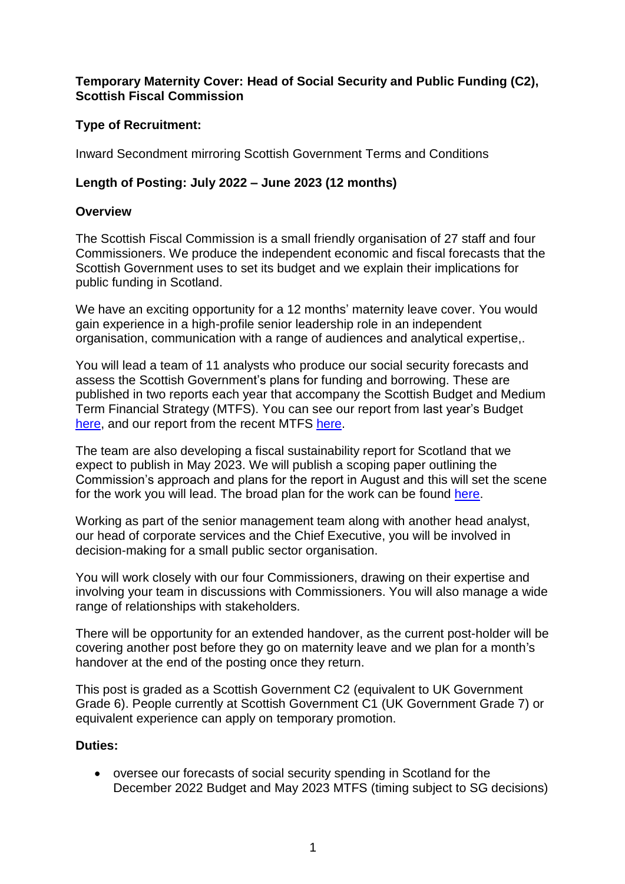**Temporary Maternity Cover: Head of Social Security and Public Funding (C2), Scottish Fiscal Commission**

**Type of Recruitment:**

Inward Secondment mirroring Scottish Government Terms and Conditions

**Length of Posting: July 2022 – June 2023 (12 months)**

**Overview**

The Scottish Fiscal Commission is a small friendly organisation of 27 staff and four Commissioners. We produce the independent economic and fiscal forecasts that the Scottish Government uses to set its budget and we explain their implications for public funding in Scotland.

We have an exciting opportunity for a 12 months' maternity leave cover. You would gain experience in a high-profile senior leadership role in an independent organisation, communication with a range of audiences and analytical expertise,.

You will lead a team of 11 analysts who produce our social security forecasts and assess the Scottish Government's plans for funding and borrowing. These are published in two reports each year that accompany the Scottish Budget and Medium Term Financial Strategy (MTFS). You can see our report from last year's Budget here, and our report from the recent MTFS here.

The team are also developing a fiscal sustainability report for Scotland that we expect to publish in May 2023. We will publish a scoping paper outlining the Commission's approach and plans for the report in August and this will set the scene for the work you will lead. The broad plan for the work can be found here.

Working as part of the senior management team along with another head analyst, our head of corporate services and the Chief Executive, you will be involved in decision-making for a small public sector organisation.

You will work closely with our four Commissioners, drawing on their expertise and involving your team in discussions with Commissioners. You will also manage a wide range of relationships with stakeholders.

There will be opportunity for an extended handover, as the current post-holder will be covering another post before they go on maternity leave and we plan for a month's handover at the end of the posting once they return.

This post is graded as a Scottish Government C2 (equivalent to UK Government Grade 6). People currently at Scottish Government C1 (UK Government Grade 7) or equivalent experience can apply on temporary promotion.

**Duties:**

- oversee our forecasts of social security spending in Scotland for the December 2022 Budget and May 2023 MTFS (timing subject to SG decisions)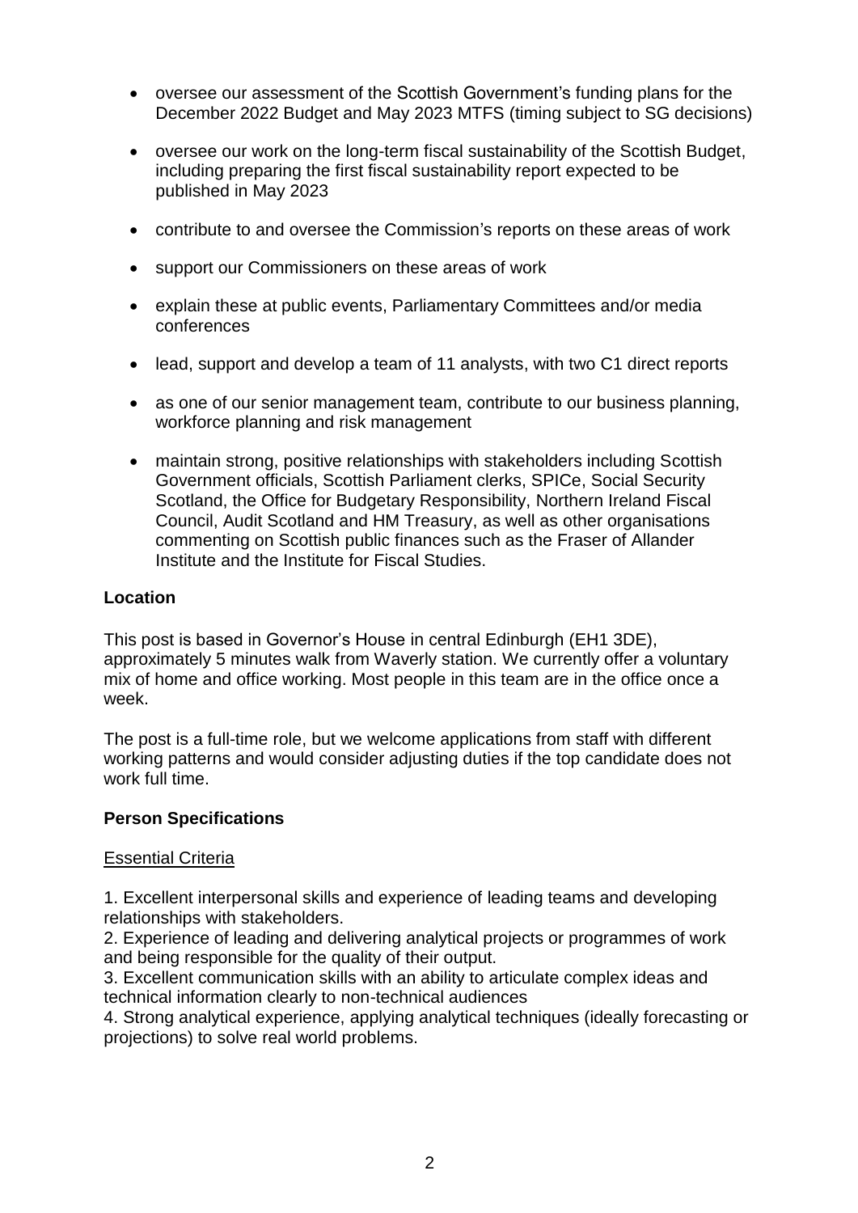- oversee our assessment of the Scottish Government's funding plans for the December 2022 Budget and May 2023 MTFS (timing subject to SG decisions)
- oversee our work on the long-term fiscal sustainability of the Scottish Budget, including preparing the first fiscal sustainability report expected to be published in May 2023
- contribute to and oversee the Commission's reports on these areas of work
- support our Commissioners on these areas of work
- explain these at public events, Parliamentary Committees and/or media conferences
- lead, support and develop a team of 11 analysts, with two C1 direct reports
- as one of our senior management team, contribute to our business planning, workforce planning and risk management
- maintain strong, positive relationships with stakeholders including Scottish Government officials, Scottish Parliament clerks, SPICe, Social Security Scotland, the Office for Budgetary Responsibility, Northern Ireland Fiscal Council, Audit Scotland and HM Treasury, as well as other organisations commenting on Scottish public finances such as the Fraser of Allander Institute and the Institute for Fiscal Studies.

**Location**

This post is based in Governor's House in central Edinburgh (EH1 3DE), approximately 5 minutes walk from Waverly station. We currently offer a voluntary mix of home and office working. Most people in this team are in the office once a week.

The post is a full-time role, but we welcome applications from staff with different working patterns and would consider adjusting duties if the top candidate does not work full time.

**Person Specifications**

<u>Essential Criteria</u>

1. Excellent interpersonal skills and experience of leading teams and developing relationships with stakeholders.
2. Experience of leading and delivering analytical projects or programmes of work and being responsible for the quality of their output.
3. Excellent communication skills with an ability to articulate complex ideas and technical information clearly to non-technical audiences
4. Strong analytical experience, applying analytical techniques (ideally forecasting or projections) to solve real world problems.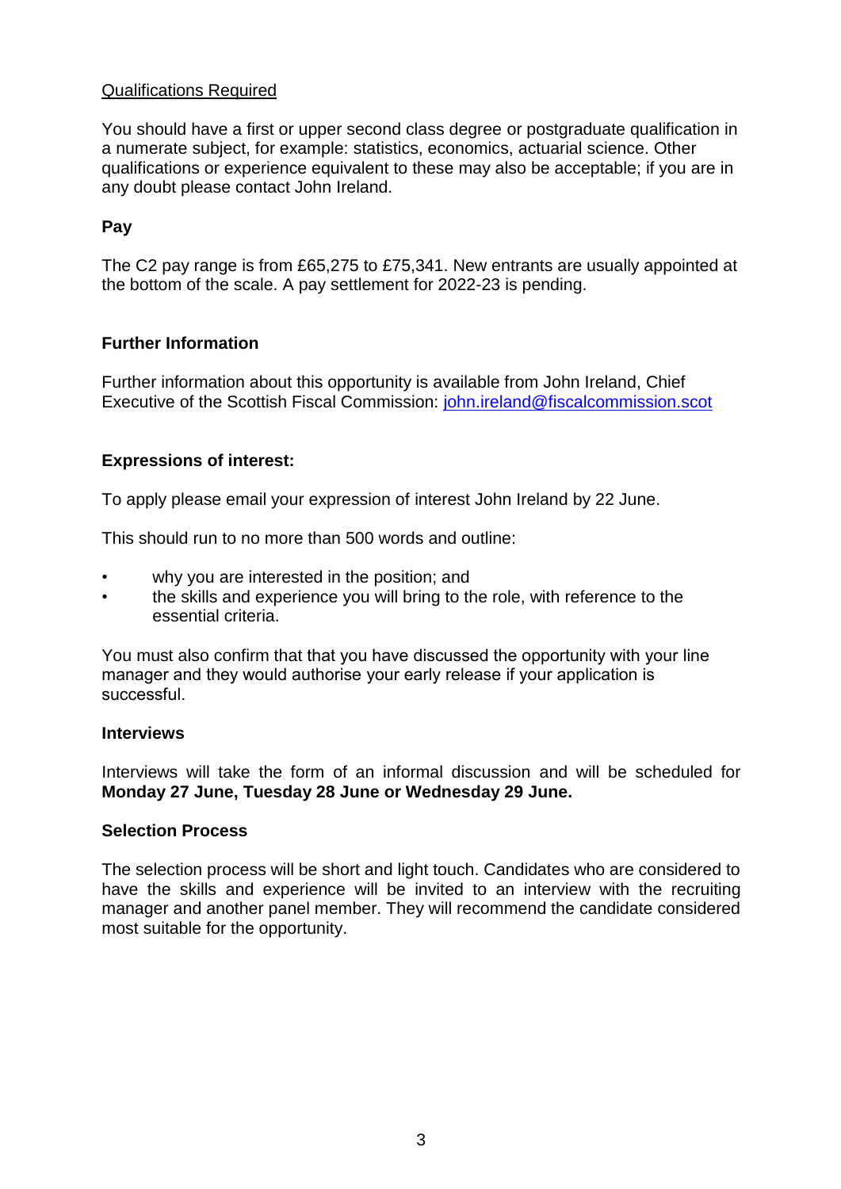Qualifications Required

You should have a first or upper second class degree or postgraduate qualification in a numerate subject, for example: statistics, economics, actuarial science. Other qualifications or experience equivalent to these may also be acceptable; if you are in any doubt please contact John Ireland.

**Pay**

The C2 pay range is from £65,275 to £75,341. New entrants are usually appointed at the bottom of the scale. A pay settlement for 2022-23 is pending.

**Further Information**

Further information about this opportunity is available from John Ireland, Chief Executive of the Scottish Fiscal Commission: john.ireland@fiscalcommission.scot

**Expressions of interest:**

To apply please email your expression of interest John Ireland by 22 June.

This should run to no more than 500 words and outline:

- why you are interested in the position; and
- the skills and experience you will bring to the role, with reference to the essential criteria.

You must also confirm that that you have discussed the opportunity with your line manager and they would authorise your early release if your application is successful.

**Interviews**

Interviews will take the form of an informal discussion and will be scheduled for **Monday 27 June, Tuesday 28 June or Wednesday 29 June.**

**Selection Process**

The selection process will be short and light touch. Candidates who are considered to have the skills and experience will be invited to an interview with the recruiting manager and another panel member. They will recommend the candidate considered most suitable for the opportunity.